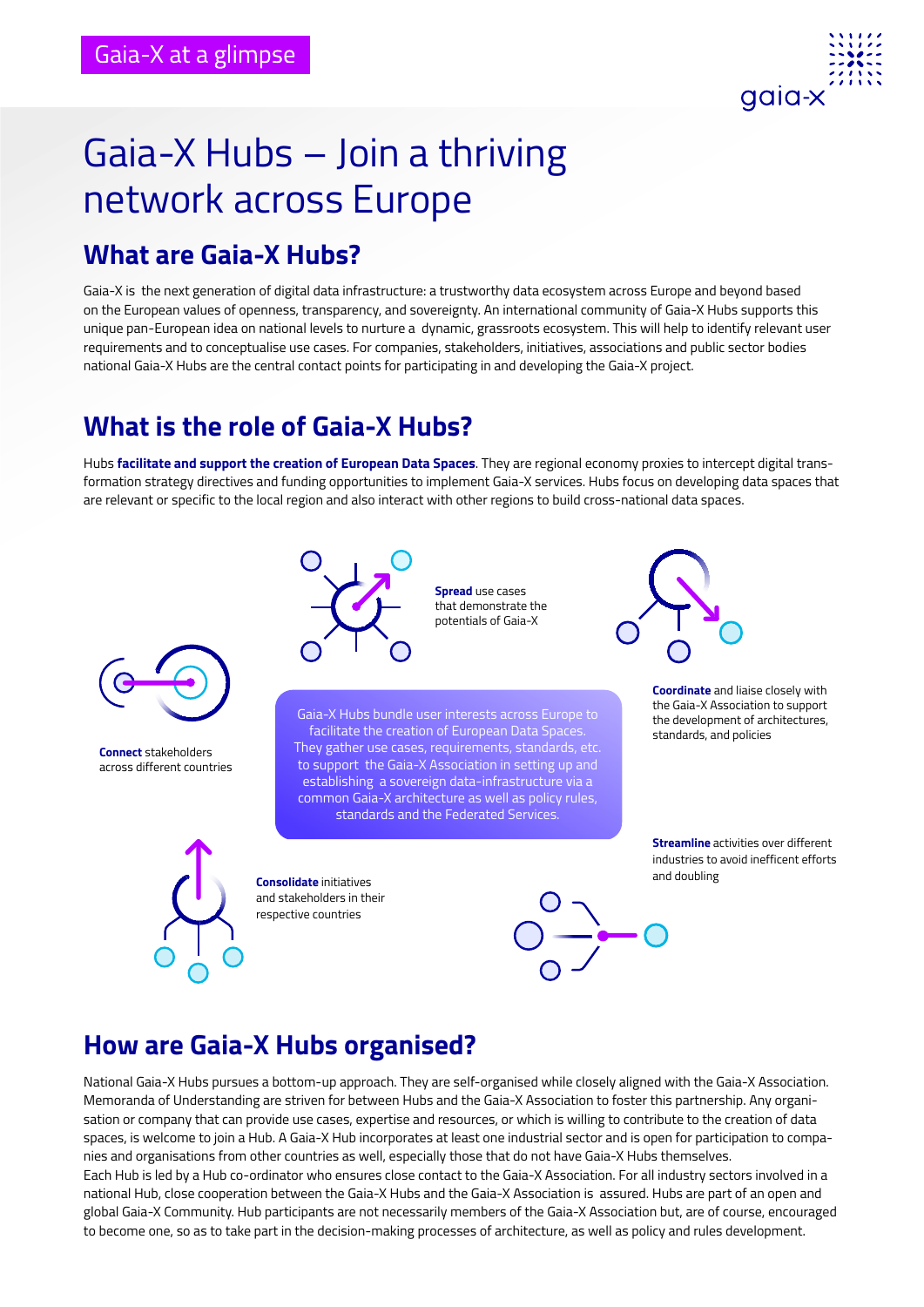Gaia-X at a glimpse

# Gaia-X Hubs – Join a thriving network across Europe

## What are Gaia-X Hubs?

Gaia-X is the next generation of digital data infrastructure: a trustworthy data ecosystem across Europe and beyond based on the European values of openness, transparency, and sovereignty. An international community of Gaia-X Hubs supports this unique pan-European idea on national levels to nurture a dynamic, grassroots ecosystem. This will help to identify relevant user requirements and to conceptualise use cases. For companies, stakeholders, initiatives, associations and public sector bodies national Gaia-X Hubs are the central contact points for participating in and developing the Gaia-X project.

## What is the role of Gaia-X Hubs?

Hubs **facilitate and support the creation of European Data Spaces**. They are regional economy proxies to intercept digital transformation strategy directives and funding opportunities to implement Gaia-X services. Hubs focus on developing data spaces that are relevant or specific to the local region and also interact with other regions to build cross-national data spaces.

**Spread** use cases that demonstrate the potentials of Gaia-X

**Connect** stakeholders across different countries

**Coordinate** and liaise closely with the Gaia-X Association to support the development of architectures, standards, and policies

Gaia-X Hubs bundle user interests across Europe to facilitate the creation of European Data Spaces. They gather use cases, requirements, standards, etc. to support the Gaia-X Association in setting up and establishing a sovereign data-infrastructure via a common Gaia-X architecture as well as policy rules, standards and the Federated Services.

**Streamline** activities over different industries to avoid inefficent efforts and doubling

**Consolidate** initiatives and stakeholders in their respective countries

## How are Gaia-X Hubs organised?

National Gaia-X Hubs pursues a bottom-up approach. They are self-organised while closely aligned with the Gaia-X Association. Memoranda of Understanding are striven for between Hubs and the Gaia-X Association to foster this partnership. Any organisation or company that can provide use cases, expertise and resources, or which is willing to contribute to the creation of data spaces, is welcome to join a Hub. A Gaia-X Hub incorporates at least one industrial sector and is open for participation to companies and organisations from other countries as well, especially those that do not have Gaia-X Hubs themselves.
Each Hub is led by a Hub co-ordinator who ensures close contact to the Gaia-X Association. For all industry sectors involved in a national Hub, close cooperation between the Gaia-X Hubs and the Gaia-X Association is assured. Hubs are part of an open and global Gaia-X Community. Hub participants are not necessarily members of the Gaia-X Association but, are of course, encouraged to become one, so as to take part in the decision-making processes of architecture, as well as policy and rules development.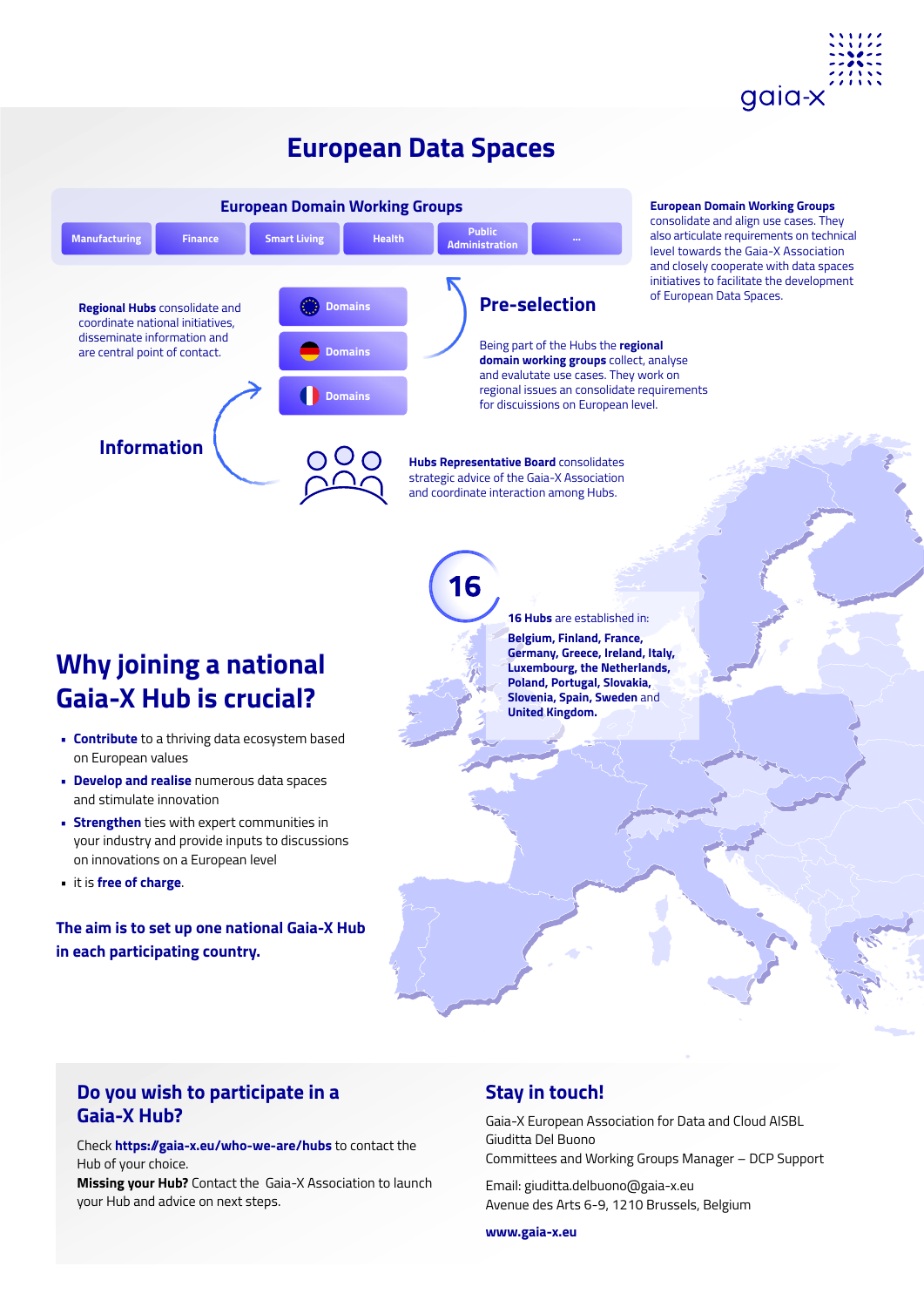# European Data Spaces

## European Domain Working Groups

Manufacturing | Finance | Smart Living | Health | Public Administration | ...

**European Domain Working Groups** consolidate and align use cases. They also articulate requirements on technical level towards the Gaia-X Association and closely cooperate with data spaces initiatives to facilitate the development of European Data Spaces.

**Regional Hubs** consolidate and coordinate national initiatives, disseminate information and are central point of contact.

Domains

Domains

Domains

### Pre-selection

Being part of the Hubs the **regional domain working groups** collect, analyse and evalutate use cases. They work on regional issues an consolidate requirements for discussions on European level.

### Information

**Hubs Representative Board** consolidates strategic advice of the Gaia-X Association and coordinate interaction among Hubs.

16

**16 Hubs** are established in:

**Belgium, Finland, France, Germany, Greece, Ireland, Italy, Luxembourg, the Netherlands, Poland, Portugal, Slovakia, Slovenia, Spain, Sweden** and **United Kingdom.**

## Why joining a national Gaia-X Hub is crucial?

- **Contribute** to a thriving data ecosystem based on European values
- **Develop and realise** numerous data spaces and stimulate innovation
- **Strengthen** ties with expert communities in your industry and provide inputs to discussions on innovations on a European level
- it is **free of charge**.

**The aim is to set up one national Gaia-X Hub in each participating country.**

## Do you wish to participate in a Gaia-X Hub?

Check **https://gaia-x.eu/who-we-are/hubs** to contact the Hub of your choice.
**Missing your Hub?** Contact the Gaia-X Association to launch your Hub and advice on next steps.

## Stay in touch!

Gaia-X European Association for Data and Cloud AISBL
Giuditta Del Buono
Committees and Working Groups Manager – DCP Support

Email: giuditta.delbuono@gaia-x.eu
Avenue des Arts 6-9, 1210 Brussels, Belgium

**www.gaia-x.eu**